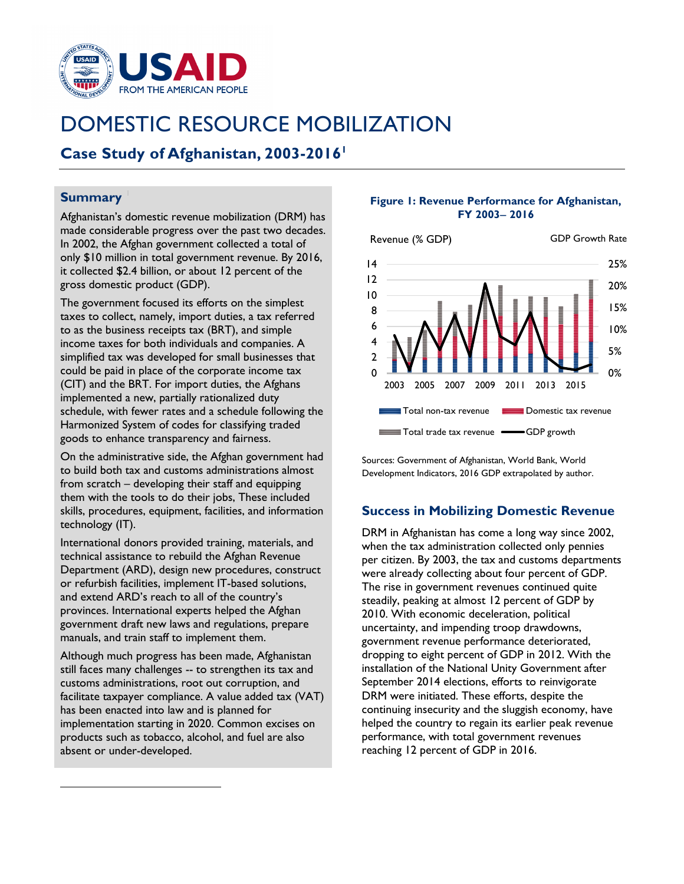# DOMESTIC RESOURCE MOBILIZATION

## Case Study of Afghanistan, 2003-2016[1]

### Summary

Afghanistan's domestic revenue mobilization (DRM) has made considerable progress over the past two decades. In 2002, the Afghan government collected a total of only $10 million in total government revenue. By 2016, it collected $2.4 billion, or about 12 percent of the gross domestic product (GDP).

The government focused its efforts on the simplest taxes to collect, namely, import duties, a tax referred to as the business receipts tax (BRT), and simple income taxes for both individuals and companies. A simplified tax was developed for small businesses that could be paid in place of the corporate income tax (CIT) and the BRT. For import duties, the Afghans implemented a new, partially rationalized duty schedule, with fewer rates and a schedule following the Harmonized System of codes for classifying traded goods to enhance transparency and fairness.

On the administrative side, the Afghan government had to build both tax and customs administrations almost from scratch – developing their staff and equipping them with the tools to do their jobs, These included skills, procedures, equipment, facilities, and information technology (IT).

International donors provided training, materials, and technical assistance to rebuild the Afghan Revenue Department (ARD), design new procedures, construct or refurbish facilities, implement IT-based solutions, and extend ARD's reach to all of the country's provinces. International experts helped the Afghan government draft new laws and regulations, prepare manuals, and train staff to implement them.

Although much progress has been made, Afghanistan still faces many challenges -- to strengthen its tax and customs administrations, root out corruption, and facilitate taxpayer compliance. A value added tax (VAT) has been enacted into law and is planned for implementation starting in 2020. Common excises on products such as tobacco, alcohol, and fuel are also absent or under-developed.

**Figure 1: Revenue Performance for Afghanistan, FY 2003– 2016**

Sources: Government of Afghanistan, World Bank, World Development Indicators, 2016 GDP extrapolated by author.

### Success in Mobilizing Domestic Revenue

DRM in Afghanistan has come a long way since 2002, when the tax administration collected only pennies per citizen. By 2003, the tax and customs departments were already collecting about four percent of GDP. The rise in government revenues continued quite steadily, peaking at almost 12 percent of GDP by 2010. With economic deceleration, political uncertainty, and impending troop drawdowns, government revenue performance deteriorated, dropping to eight percent of GDP in 2012. With the installation of the National Unity Government after September 2014 elections, efforts to reinvigorate DRM were initiated. These efforts, despite the continuing insecurity and the sluggish economy, have helped the country to regain its earlier peak revenue performance, with total government revenues reaching 12 percent of GDP in 2016.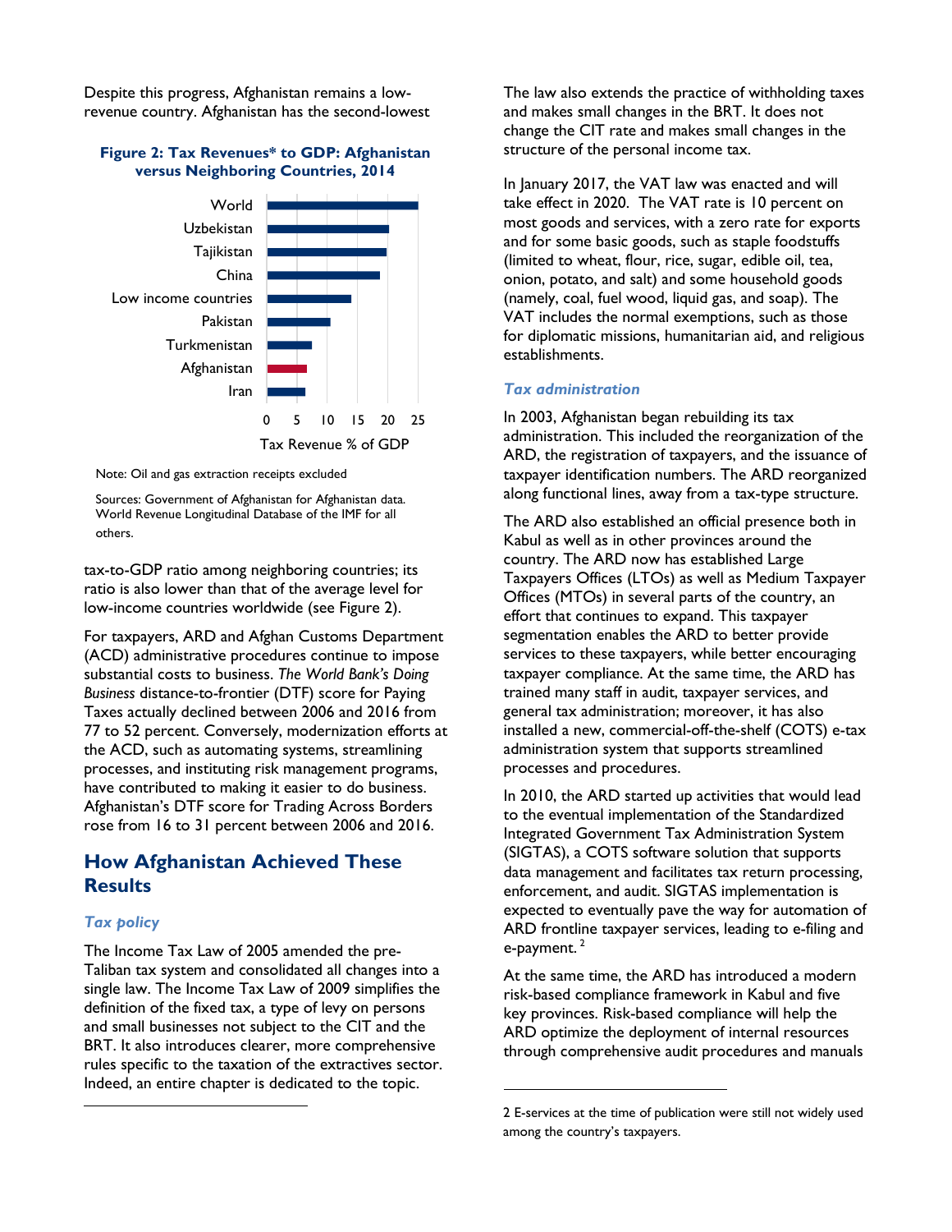Despite this progress, Afghanistan remains a low-revenue country. Afghanistan has the second-lowest tax-to-GDP ratio among neighboring countries; its ratio is also lower than that of the average level for low-income countries worldwide (see Figure 2).

**Figure 2: Tax Revenues* to GDP: Afghanistan versus Neighboring Countries, 2014**

Note: Oil and gas extraction receipts excluded

Sources: Government of Afghanistan for Afghanistan data. World Revenue Longitudinal Database of the IMF for all others.

For taxpayers, ARD and Afghan Customs Department (ACD) administrative procedures continue to impose substantial costs to business. *The World Bank's Doing Business* distance-to-frontier (DTF) score for Paying Taxes actually declined between 2006 and 2016 from 77 to 52 percent. Conversely, modernization efforts at the ACD, such as automating systems, streamlining processes, and instituting risk management programs, have contributed to making it easier to do business. Afghanistan's DTF score for Trading Across Borders rose from 16 to 31 percent between 2006 and 2016.

## How Afghanistan Achieved These Results

### *Tax policy*

The Income Tax Law of 2005 amended the pre-Taliban tax system and consolidated all changes into a single law. The Income Tax Law of 2009 simplifies the definition of the fixed tax, a type of levy on persons and small businesses not subject to the CIT and the BRT. It also introduces clearer, more comprehensive rules specific to the taxation of the extractives sector. Indeed, an entire chapter is dedicated to the topic.

The law also extends the practice of withholding taxes and makes small changes in the BRT. It does not change the CIT rate and makes small changes in the structure of the personal income tax.

In January 2017, the VAT law was enacted and will take effect in 2020. The VAT rate is 10 percent on most goods and services, with a zero rate for exports and for some basic goods, such as staple foodstuffs (limited to wheat, flour, rice, sugar, edible oil, tea, onion, potato, and salt) and some household goods (namely, coal, fuel wood, liquid gas, and soap). The VAT includes the normal exemptions, such as those for diplomatic missions, humanitarian aid, and religious establishments.

### *Tax administration*

In 2003, Afghanistan began rebuilding its tax administration. This included the reorganization of the ARD, the registration of taxpayers, and the issuance of taxpayer identification numbers. The ARD reorganized along functional lines, away from a tax-type structure.

The ARD also established an official presence both in Kabul as well as in other provinces around the country. The ARD now has established Large Taxpayers Offices (LTOs) as well as Medium Taxpayer Offices (MTOs) in several parts of the country, an effort that continues to expand. This taxpayer segmentation enables the ARD to better provide services to these taxpayers, while better encouraging taxpayer compliance. At the same time, the ARD has trained many staff in audit, taxpayer services, and general tax administration; moreover, it has also installed a new, commercial-off-the-shelf (COTS) e-tax administration system that supports streamlined processes and procedures.

In 2010, the ARD started up activities that would lead to the eventual implementation of the Standardized Integrated Government Tax Administration System (SIGTAS), a COTS software solution that supports data management and facilitates tax return processing, enforcement, and audit. SIGTAS implementation is expected to eventually pave the way for automation of ARD frontline taxpayer services, leading to e-filing and e-payment.[2]

At the same time, the ARD has introduced a modern risk-based compliance framework in Kabul and five key provinces. Risk-based compliance will help the ARD optimize the deployment of internal resources through comprehensive audit procedures and manuals

2 E-services at the time of publication were still not widely used among the country's taxpayers.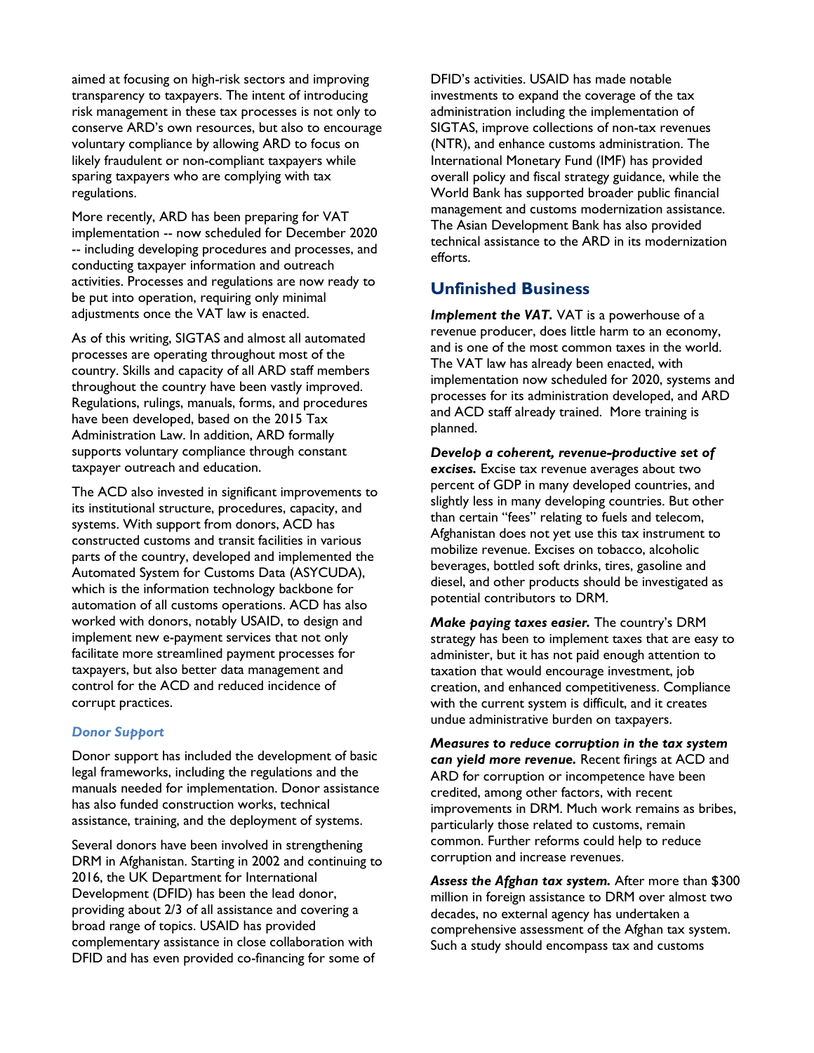aimed at focusing on high-risk sectors and improving transparency to taxpayers. The intent of introducing risk management in these tax processes is not only to conserve ARD's own resources, but also to encourage voluntary compliance by allowing ARD to focus on likely fraudulent or non-compliant taxpayers while sparing taxpayers who are complying with tax regulations.

More recently, ARD has been preparing for VAT implementation -- now scheduled for December 2020 -- including developing procedures and processes, and conducting taxpayer information and outreach activities. Processes and regulations are now ready to be put into operation, requiring only minimal adjustments once the VAT law is enacted.

As of this writing, SIGTAS and almost all automated processes are operating throughout most of the country. Skills and capacity of all ARD staff members throughout the country have been vastly improved. Regulations, rulings, manuals, forms, and procedures have been developed, based on the 2015 Tax Administration Law. In addition, ARD formally supports voluntary compliance through constant taxpayer outreach and education.

The ACD also invested in significant improvements to its institutional structure, procedures, capacity, and systems. With support from donors, ACD has constructed customs and transit facilities in various parts of the country, developed and implemented the Automated System for Customs Data (ASYCUDA), which is the information technology backbone for automation of all customs operations. ACD has also worked with donors, notably USAID, to design and implement new e-payment services that not only facilitate more streamlined payment processes for taxpayers, but also better data management and control for the ACD and reduced incidence of corrupt practices.

### *Donor Support*

Donor support has included the development of basic legal frameworks, including the regulations and the manuals needed for implementation. Donor assistance has also funded construction works, technical assistance, training, and the deployment of systems.

Several donors have been involved in strengthening DRM in Afghanistan. Starting in 2002 and continuing to 2016, the UK Department for International Development (DFID) has been the lead donor, providing about 2/3 of all assistance and covering a broad range of topics. USAID has provided complementary assistance in close collaboration with DFID and has even provided co-financing for some of DFID's activities. USAID has made notable investments to expand the coverage of the tax administration including the implementation of SIGTAS, improve collections of non-tax revenues (NTR), and enhance customs administration. The International Monetary Fund (IMF) has provided overall policy and fiscal strategy guidance, while the World Bank has supported broader public financial management and customs modernization assistance. The Asian Development Bank has also provided technical assistance to the ARD in its modernization efforts.

## Unfinished Business

***Implement the VAT.*** VAT is a powerhouse of a revenue producer, does little harm to an economy, and is one of the most common taxes in the world. The VAT law has already been enacted, with implementation now scheduled for 2020, systems and processes for its administration developed, and ARD and ACD staff already trained. More training is planned.

***Develop a coherent, revenue-productive set of excises.*** Excise tax revenue averages about two percent of GDP in many developed countries, and slightly less in many developing countries. But other than certain "fees" relating to fuels and telecom, Afghanistan does not yet use this tax instrument to mobilize revenue. Excises on tobacco, alcoholic beverages, bottled soft drinks, tires, gasoline and diesel, and other products should be investigated as potential contributors to DRM.

***Make paying taxes easier.*** The country's DRM strategy has been to implement taxes that are easy to administer, but it has not paid enough attention to taxation that would encourage investment, job creation, and enhanced competitiveness. Compliance with the current system is difficult, and it creates undue administrative burden on taxpayers.

***Measures to reduce corruption in the tax system can yield more revenue.*** Recent firings at ACD and ARD for corruption or incompetence have been credited, among other factors, with recent improvements in DRM. Much work remains as bribes, particularly those related to customs, remain common. Further reforms could help to reduce corruption and increase revenues.

***Assess the Afghan tax system.*** After more than $300 million in foreign assistance to DRM over almost two decades, no external agency has undertaken a comprehensive assessment of the Afghan tax system. Such a study should encompass tax and customs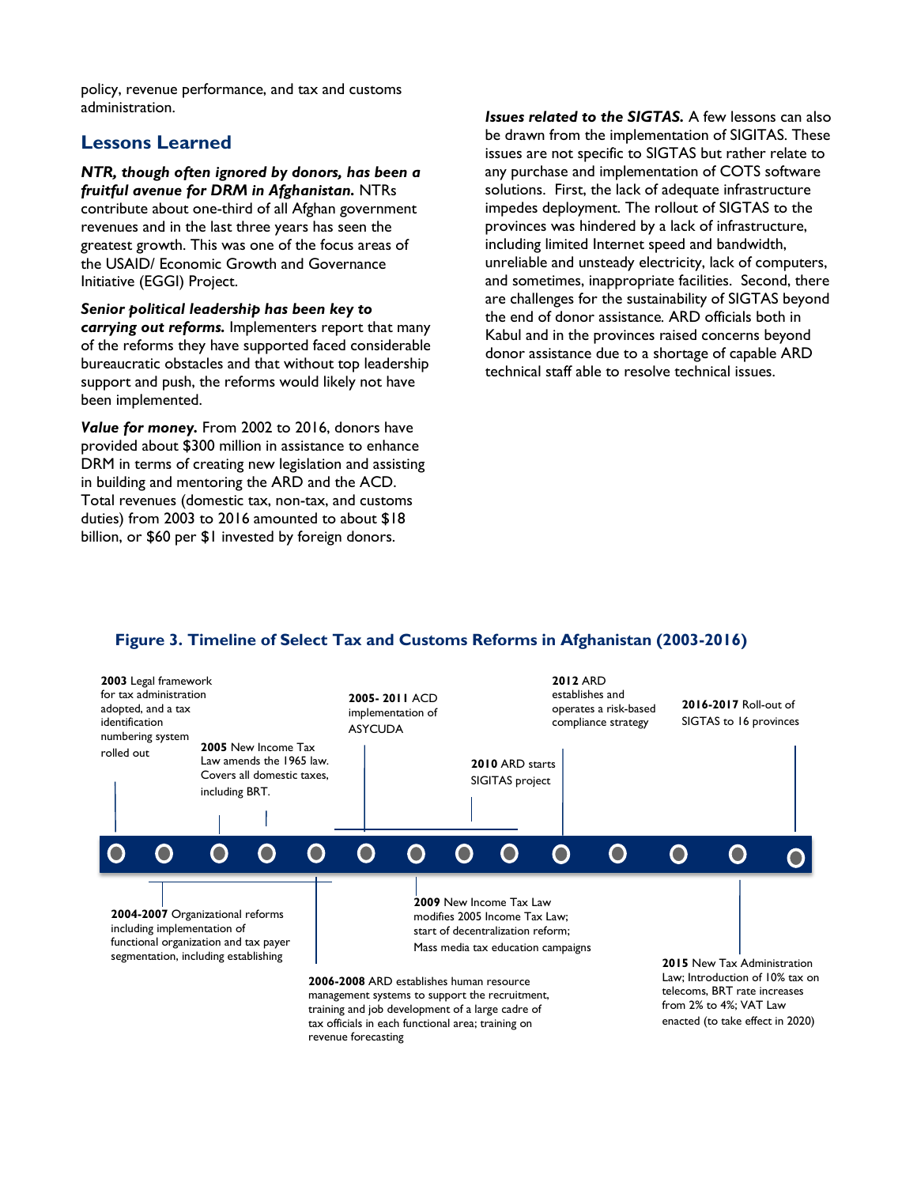policy, revenue performance, and tax and customs administration.

## Lessons Learned

***NTR, though often ignored by donors, has been a fruitful avenue for DRM in Afghanistan.*** NTRs contribute about one-third of all Afghan government revenues and in the last three years has seen the greatest growth. This was one of the focus areas of the USAID/ Economic Growth and Governance Initiative (EGGI) Project.

***Senior political leadership has been key to carrying out reforms.*** Implementers report that many of the reforms they have supported faced considerable bureaucratic obstacles and that without top leadership support and push, the reforms would likely not have been implemented.

***Value for money.*** From 2002 to 2016, donors have provided about $300 million in assistance to enhance DRM in terms of creating new legislation and assisting in building and mentoring the ARD and the ACD. Total revenues (domestic tax, non-tax, and customs duties) from 2003 to 2016 amounted to about $18 billion, or $60 per $1 invested by foreign donors.

***Issues related to the SIGTAS.*** A few lessons can also be drawn from the implementation of SIGITAS. These issues are not specific to SIGTAS but rather relate to any purchase and implementation of COTS software solutions. First, the lack of adequate infrastructure impedes deployment. The rollout of SIGTAS to the provinces was hindered by a lack of infrastructure, including limited Internet speed and bandwidth, unreliable and unsteady electricity, lack of computers, and sometimes, inappropriate facilities. Second, there are challenges for the sustainability of SIGTAS beyond the end of donor assistance. ARD officials both in Kabul and in the provinces raised concerns beyond donor assistance due to a shortage of capable ARD technical staff able to resolve technical issues.

### Figure 3. Timeline of Select Tax and Customs Reforms in Afghanistan (2003-2016)

**2003** Legal framework for tax administration adopted, and a tax identification numbering system rolled out

**2004-2007** Organizational reforms including implementation of functional organization and tax payer segmentation, including establishing

**2005** New Income Tax Law amends the 1965 law. Covers all domestic taxes, including BRT.

**2005- 2011** ACD implementation of ASYCUDA

**2006-2008** ARD establishes human resource management systems to support the recruitment, training and job development of a large cadre of tax officials in each functional area; training on revenue forecasting

**2009** New Income Tax Law modifies 2005 Income Tax Law; start of decentralization reform; Mass media tax education campaigns

**2010** ARD starts SIGITAS project

**2012** ARD establishes and operates a risk-based compliance strategy

**2015** New Tax Administration Law; Introduction of 10% tax on telecoms, BRT rate increases from 2% to 4%; VAT Law enacted (to take effect in 2020)

**2016-2017** Roll-out of SIGTAS to 16 provinces